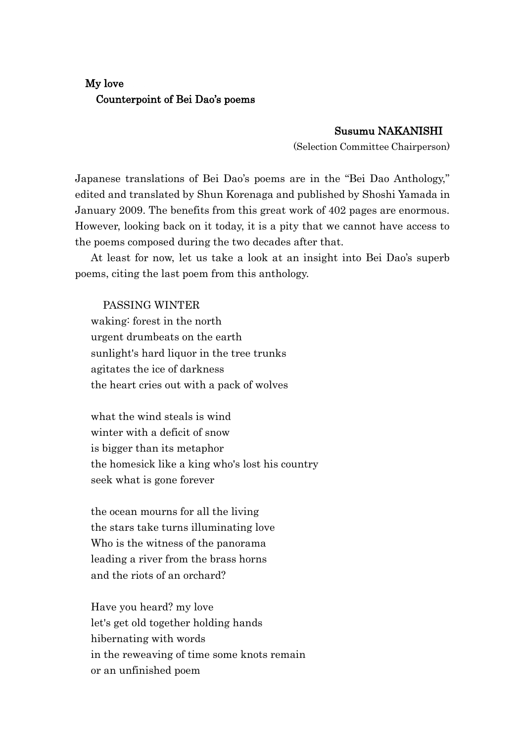# My love

## Counterpoint of Bei Dao's poems

**Susumu NAKANISHI**

(Selection Committee Chairperson)

Japanese translations of Bei Dao's poems are in the "Bei Dao Anthology," edited and translated by Shun Korenaga and published by Shoshi Yamada in January 2009. The benefits from this great work of 402 pages are enormous. However, looking back on it today, it is a pity that we cannot have access to the poems composed during the two decades after that.

At least for now, let us take a look at an insight into Bei Dao's superb poems, citing the last poem from this anthology.

PASSING WINTER

waking: forest in the north
urgent drumbeats on the earth
sunlight's hard liquor in the tree trunks
agitates the ice of darkness
the heart cries out with a pack of wolves

what the wind steals is wind
winter with a deficit of snow
is bigger than its metaphor
the homesick like a king who's lost his country
seek what is gone forever

the ocean mourns for all the living
the stars take turns illuminating love
Who is the witness of the panorama
leading a river from the brass horns
and the riots of an orchard?

Have you heard? my love
let's get old together holding hands
hibernating with words
in the reweaving of time some knots remain
or an unfinished poem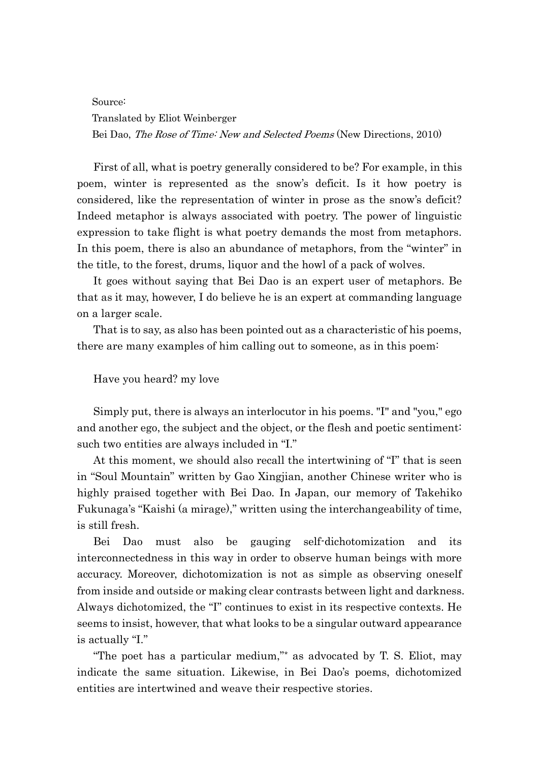Source:

Translated by Eliot Weinberger

Bei Dao, *The Rose of Time: New and Selected Poems* (New Directions, 2010)

First of all, what is poetry generally considered to be? For example, in this poem, winter is represented as the snow's deficit. Is it how poetry is considered, like the representation of winter in prose as the snow's deficit? Indeed metaphor is always associated with poetry. The power of linguistic expression to take flight is what poetry demands the most from metaphors. In this poem, there is also an abundance of metaphors, from the "winter" in the title, to the forest, drums, liquor and the howl of a pack of wolves.

It goes without saying that Bei Dao is an expert user of metaphors. Be that as it may, however, I do believe he is an expert at commanding language on a larger scale.

That is to say, as also has been pointed out as a characteristic of his poems, there are many examples of him calling out to someone, as in this poem:

Have you heard? my love

Simply put, there is always an interlocutor in his poems. "I" and "you," ego and another ego, the subject and the object, or the flesh and poetic sentiment: such two entities are always included in "I."

At this moment, we should also recall the intertwining of "I" that is seen in "Soul Mountain" written by Gao Xingjian, another Chinese writer who is highly praised together with Bei Dao. In Japan, our memory of Takehiko Fukunaga's "Kaishi (a mirage)," written using the interchangeability of time, is still fresh.

Bei Dao must also be gauging self-dichotomization and its interconnectedness in this way in order to observe human beings with more accuracy. Moreover, dichotomization is not as simple as observing oneself from inside and outside or making clear contrasts between light and darkness. Always dichotomized, the "I" continues to exist in its respective contexts. He seems to insist, however, that what looks to be a singular outward appearance is actually "I."

"The poet has a particular medium,"* as advocated by T. S. Eliot, may indicate the same situation. Likewise, in Bei Dao's poems, dichotomized entities are intertwined and weave their respective stories.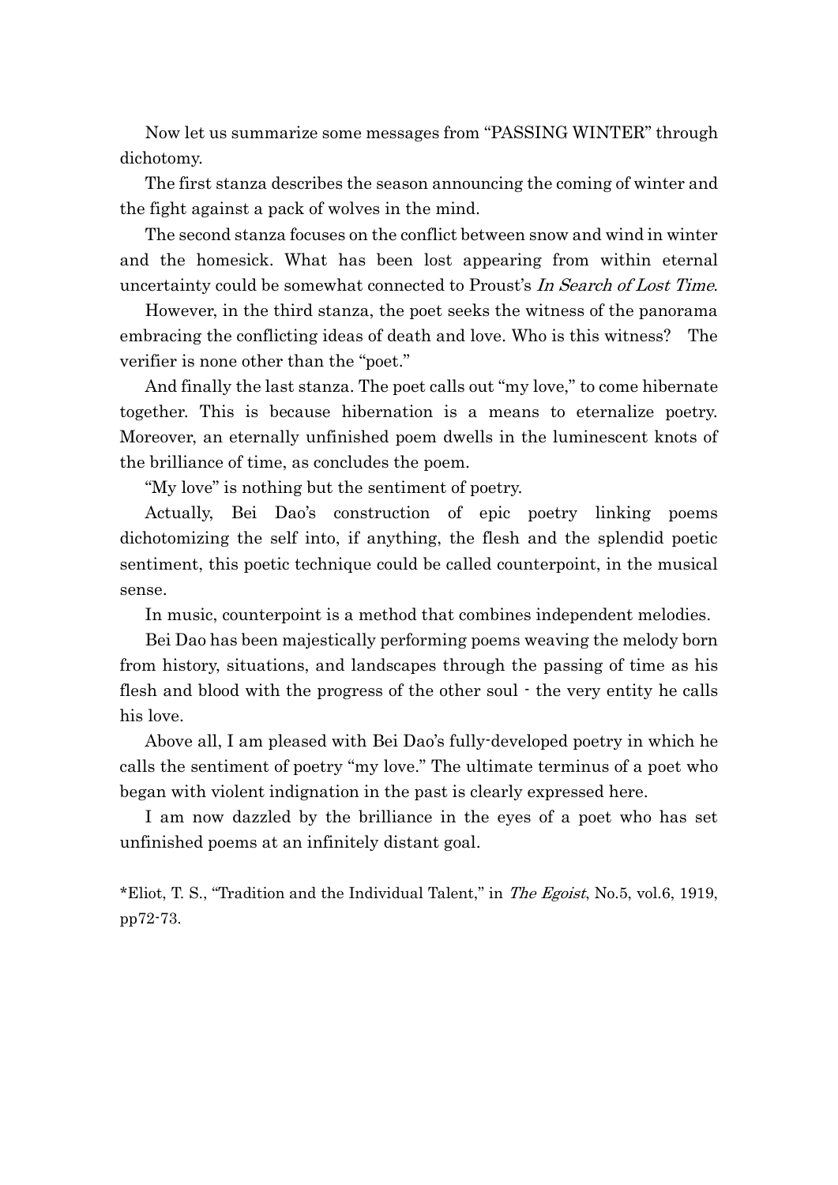Now let us summarize some messages from “PASSING WINTER” through dichotomy.

The first stanza describes the season announcing the coming of winter and the fight against a pack of wolves in the mind.

The second stanza focuses on the conflict between snow and wind in winter and the homesick. What has been lost appearing from within eternal uncertainty could be somewhat connected to Proust’s *In Search of Lost Time*.

However, in the third stanza, the poet seeks the witness of the panorama embracing the conflicting ideas of death and love. Who is this witness? The verifier is none other than the “poet.”

And finally the last stanza. The poet calls out “my love,” to come hibernate together. This is because hibernation is a means to eternalize poetry. Moreover, an eternally unfinished poem dwells in the luminescent knots of the brilliance of time, as concludes the poem.

“My love” is nothing but the sentiment of poetry.

Actually, Bei Dao’s construction of epic poetry linking poems dichotomizing the self into, if anything, the flesh and the splendid poetic sentiment, this poetic technique could be called counterpoint, in the musical sense.

In music, counterpoint is a method that combines independent melodies.

Bei Dao has been majestically performing poems weaving the melody born from history, situations, and landscapes through the passing of time as his flesh and blood with the progress of the other soul - the very entity he calls his love.

Above all, I am pleased with Bei Dao’s fully-developed poetry in which he calls the sentiment of poetry “my love.” The ultimate terminus of a poet who began with violent indignation in the past is clearly expressed here.

I am now dazzled by the brilliance in the eyes of a poet who has set unfinished poems at an infinitely distant goal.

*Eliot, T. S., “Tradition and the Individual Talent,” in *The Egoist*, No.5, vol.6, 1919, pp72-73.